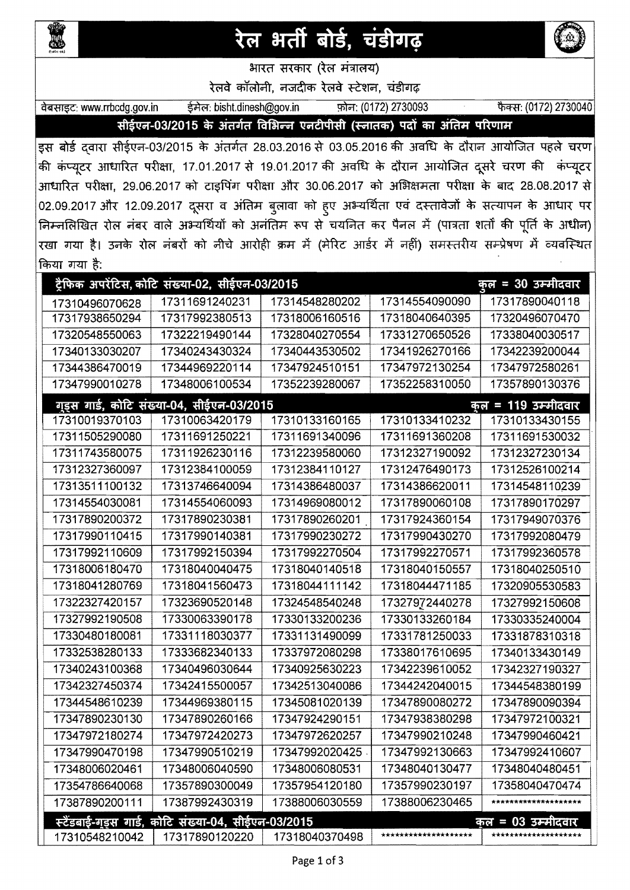# रेल भर्ती बोर्ड, चंडीगढ़

भारत सरकार (रेल मंत्रालय)

रेलवे कॉलोनी, नजदीक रेलवे स्टेशन, चंडीगढ़

वेबसाइट: www.rrbcdg.gov.in ईमेल: bisht.dinesh@gov.in फ़ोन: (0172) 2730093 फैक्स: (0172) 2730040

## सीईएन-03/2015 के अंतर्गत विभिन्न एनटीपीसी (स्नातक) पदों का अंतिम परिणाम

इस बोर्ड द्वारा सीईएन-03/2015 के अंतर्गत 28.03.2016 से 03.05.2016 की अवधि के दौरान आयोजित पहले चरण की कंप्यूटर आधारित परीक्षा, 17.01.2017 से 19.01.2017 की अवधि के दौरान आयोजित दूसरे चरण की कंप्यूटर आधारित परीक्षा, 29.06.2017 को टाइपिंग परीक्षा और 30.06.2017 को अभिक्षमता परीक्षा के बाद 28.08.2017 से 02.09.2017 और 12.09.2017 दूसरा व अंतिम बुलावा को हुए अभ्यर्थिता एवं दस्तावेजों के सत्यापन के आधार पर निम्नलिखित रोल नंबर वाले अभ्यर्थियों को अनंतिम रूप से चयनित कर पैनल में (पात्रता शर्तों की पूर्ति के अधीन) रखा गया है। उनके रोल नंबरों को नीचे आरोही क्रम में (मेरिट आर्डर में नहीं) समस्तरीय सम्प्रेषण में व्यवस्थित किया गया है:

| ट्रैफिक अपरेंटिस, कोटि संख्या-02, सीईएन-03/2015 | | | | कुल = 30 उम्मीदवार |
|---|---|---|---|---|
| 17310496070628 | 17311691240231 | 17314548280202 | 17314554090090 | 17317890040118 |
| 17317938650294 | 17317992380513 | 17318006160516 | 17318040640395 | 17320496070470 |
| 17320548550063 | 17322219490144 | 17328040270554 | 17331270650526 | 17338040030517 |
| 17340133030207 | 17340243430324 | 17340443530502 | 17341926270166 | 17342239200044 |
| 17344386470019 | 17344969220114 | 17347924510151 | 17347972130254 | 17347972580261 |
| 17347990010278 | 17348006100534 | 17352239280067 | 17352258310050 | 17357890130376 |

| गुड्स गार्ड, कोटि संख्या-04, सीईएन-03/2015 | | | | कुल = 119 उम्मीदवार |
|---|---|---|---|---|
| 17310019370103 | 17310063420179 | 17310133160165 | 17310133410232 | 17310133430155 |
| 17311505290080 | 17311691250221 | 17311691340096 | 17311691360208 | 17311691530032 |
| 17311743580075 | 17311926230116 | 17312239580060 | 17312327190092 | 17312327230134 |
| 17312327360097 | 17312384100059 | 17312384110127 | 17312476490173 | 17312526100214 |
| 17313511100132 | 17313746640094 | 17314386480037 | 17314386620011 | 17314548110239 |
| 17314554030081 | 17314554060093 | 17314969080012 | 17317890060108 | 17317890170297 |
| 17317890200372 | 17317890230381 | 17317890260201 | 17317924360154 | 17317949070376 |
| 17317990110415 | 17317990140381 | 17317990230272 | 17317990430270 | 17317992080479 |
| 17317992110609 | 17317992150394 | 17317992270504 | 17317992270571 | 17317992360578 |
| 17318006180470 | 17318040040475 | 17318040140518 | 17318040150557 | 17318040250510 |
| 17318041280769 | 17318041560473 | 17318044111142 | 17318044471185 | 17320905530583 |
| 17322327420157 | 17323690520148 | 17324548540248 | 17327972440278 | 17327992150608 |
| 17327992190508 | 17330063390178 | 17330133200236 | 17330133260184 | 17330335240004 |
| 17330480180081 | 17331118030377 | 17331131490099 | 17331781250033 | 17331878310318 |
| 17332538280133 | 17333682340133 | 17337972080298 | 17338017610695 | 17340133430149 |
| 17340243100368 | 17340496030644 | 17340925630223 | 17342239610052 | 17342327190327 |
| 17342327450374 | 17342415500057 | 17342513040086 | 17344242040015 | 17344548380199 |
| 17344548610239 | 17344969380115 | 17345081020139 | 17347890080272 | 17347890090394 |
| 17347890230130 | 17347890260166 | 17347924290151 | 17347938380298 | 17347972100321 |
| 17347972180274 | 17347972420273 | 17347972620257 | 17347990210248 | 17347990460421 |
| 17347990470198 | 17347990510219 | 17347992020425 | 17347992130663 | 17347992410607 |
| 17348006020461 | 17348006040590 | 17348006080531 | 17348040130477 | 17348040480451 |
| 17354786640068 | 17357890300049 | 17357954120180 | 17357990230197 | 17358040470474 |
| 17387890200111 | 17387992430319 | 17388006030559 | 17388006230465 | ******************** |

| स्टैंडबाई-गुड्स गार्ड, कोटि संख्या-04, सीईएन-03/2015 | | | | कुल = 03 उम्मीदवार |
|---|---|---|---|---|
| 17310548210042 | 17317890120220 | 17318040370498 | ******************** | ******************** |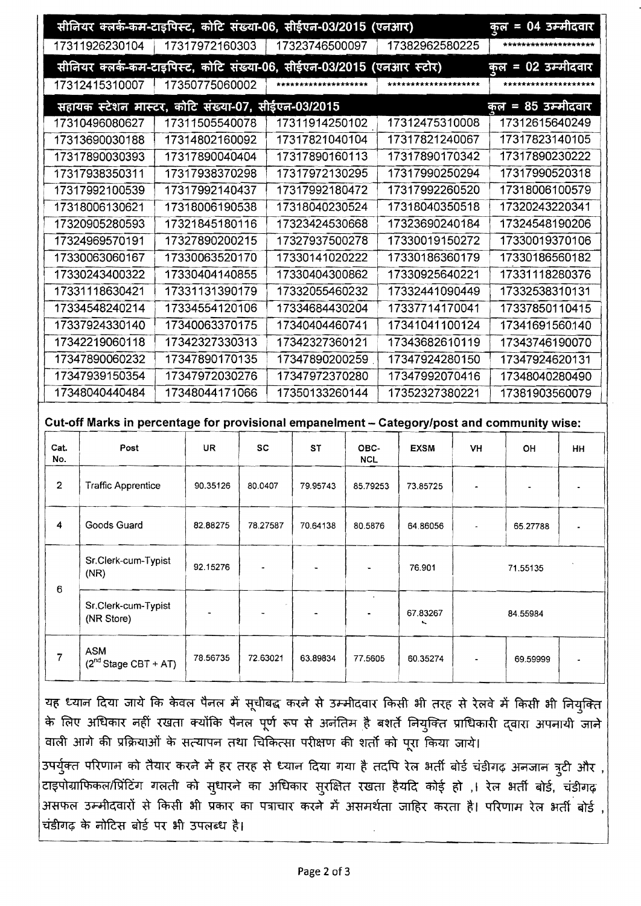| सीनियर क्लर्क-कम-टाइपिस्ट, कोटि संख्या-06, सीईएन-03/2015 (एनआर) | | | | कुल = 04 उम्मीदवार |
|---|---|---|---|---|
| 17311926230104 | 17317972160303 | 17323746500097 | 17382962580225 | ******************** |

| सीनियर क्लर्क-कम-टाइपिस्ट, कोटि संख्या-06, सीईएन-03/2015 (एनआर स्टोर) | | | | कुल = 02 उम्मीदवार |
|---|---|---|---|---|
| 17312415310007 | 17350775060002 | ******************** | ******************** | ******************** |

| सहायक स्टेशन मास्टर, कोटि संख्या-07, सीईएन-03/2015 | | | | कुल = 85 उम्मीदवार |
|---|---|---|---|---|
| 17310496080627 | 17311505540078 | 17311914250102 | 17312475310008 | 17312615640249 |
| 17313690030188 | 17314802160092 | 17317821040104 | 17317821240067 | 17317823140105 |
| 17317890030393 | 17317890040404 | 17317890160113 | 17317890170342 | 17317890230222 |
| 17317938350311 | 17317938370298 | 17317972130295 | 17317990250294 | 17317990520318 |
| 17317992100539 | 17317992140437 | 17317992180472 | 17317992260520 | 17318006100579 |
| 17318006130621 | 17318006190538 | 17318040230524 | 17318040350518 | 17320243220341 |
| 17320905280593 | 17321845180116 | 17323424530668 | 17323690240184 | 17324548190206 |
| 17324969570191 | 17327890200215 | 17327937500278 | 17330019150272 | 17330019370106 |
| 17330063060167 | 17330063520170 | 17330141020222 | 17330186360179 | 17330186560182 |
| 17330243400322 | 17330404140855 | 17330404300862 | 17330925640221 | 17331118280376 |
| 17331118630421 | 17331131390179 | 17332055460232 | 17332441090449 | 17332538310131 |
| 17334548240214 | 17334554120106 | 17334684430204 | 17337714170041 | 17337850110415 |
| 17337924330140 | 17340063370175 | 17340404460741 | 17341041100124 | 17341691560140 |
| 17342219060118 | 17342327330313 | 17342327360121 | 17343682610119 | 17343746190070 |
| 17347890060232 | 17347890170135 | 17347890200259 | 17347924280150 | 17347924620131 |
| 17347939150354 | 17347972030276 | 17347972370280 | 17347992070416 | 17348040280490 |
| 17348040440484 | 17348044171066 | 17350133260144 | 17352327380221 | 17381903560079 |

**Cut-off Marks in percentage for provisional empanelment – Category/post and community wise:**

| Cat. No. | Post | UR | SC | ST | OBC-NCL | EXSM | VH | OH | HH |
|---|---|---|---|---|---|---|---|---|---|
| 2 | Traffic Apprentice | 90.35126 | 80.0407 | 79.95743 | 85.79253 | 73.85725 | - | - | - |
| 4 | Goods Guard | 82.88275 | 78.27587 | 70.64138 | 80.5876 | 64.86056 | - | 65.27788 | - |
| 6 | Sr.Clerk-cum-Typist (NR) | 92.15276 | - | - | - | 76.901 | 71.55135 | | |
| | Sr.Clerk-cum-Typist (NR Store) | - | - | - | - | 67.83267 | 84.55984 | | |
| 7 | ASM ($2^{nd}$ Stage CBT + AT) | 78.56735 | 72.63021 | 63.89834 | 77.5605 | 60.35274 | - | 69.59999 | - |

यह ध्यान दिया जाये कि केवल पैनल में सूचीबद्ध करने से उम्मीदवार किसी भी तरह से रेलवे में किसी भी नियुक्ति के लिए अधिकार नहीं रखता क्योंकि पैनल पूर्ण रूप से अनंतिम है बशर्ते नियुक्ति प्राधिकारी द्वारा अपनायी जाने वाली आगे की प्रक्रियाओं के सत्यापन तथा चिकित्सा परीक्षण की शर्तों को पूरा किया जाये।

उपर्युक्त परिणाम को तैयार करने में हर तरह से ध्यान दिया गया है तदपि रेल भर्ती बोर्ड चंडीगढ़ अनजान त्रुटी और , टाइपोग्राफिकल/प्रिंटिंग गलती को सुधारने का अधिकार सुरक्षित रखता हैयदि कोई हो ,। रेल भर्ती बोर्ड, चंडीगढ़ असफल उम्मीदवारों से किसी भी प्रकार का पत्राचार करने में असमर्थता जाहिर करता है। परिणाम रेल भर्ती बोर्ड , चंडीगढ़ के नोटिस बोर्ड पर भी उपलब्ध है।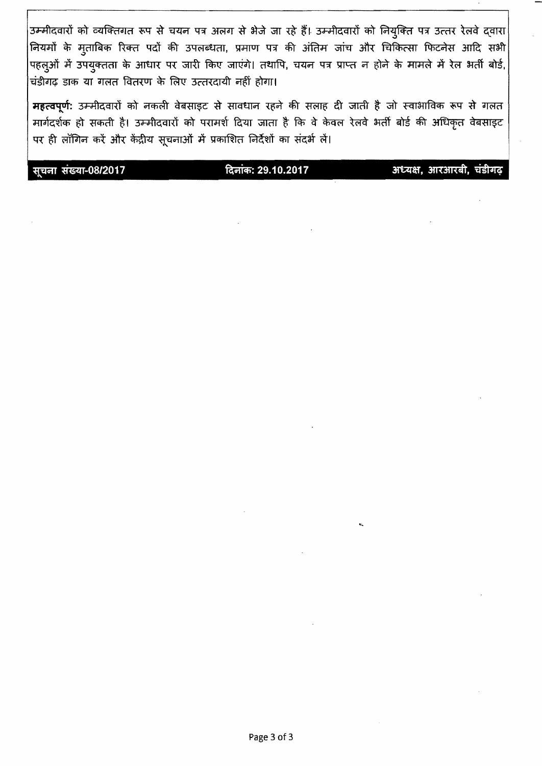उम्मीदवारों को व्यक्तिगत रूप से चयन पत्र अलग से भेजे जा रहे हैं। उम्मीदवारों को नियुक्ति पत्र उत्तर रेलवे द्वारा नियमों के मुताबिक रिक्त पदों की उपलब्धता, प्रमाण पत्र की अंतिम जांच और चिकित्सा फिटनेस आदि सभी पहलुओं में उपयुक्तता के आधार पर जारी किए जाएंगे। तथापि, चयन पत्र प्राप्त न होने के मामले में रेल भर्ती बोर्ड, चंडीगढ़ डाक या गलत वितरण के लिए उत्तरदायी नहीं होगा।

**महत्वपूर्ण:** उम्मीदवारों को नकली वेबसाइट से सावधान रहने की सलाह दी जाती है जो स्वाभाविक रूप से गलत मार्गदर्शक हो सकती है। उम्मीदवारों को परामर्श दिया जाता है कि वे केवल रेलवे भर्ती बोर्ड की अधिकृत वेबसाइट पर ही लॉगिन करें और केंद्रीय सूचनाओं में प्रकाशित निर्देशों का संदर्भ लें।

**सूचना संख्या-08/2017** **दिनांक: 29.10.2017** **अध्यक्ष, आरआरबी, चंडीगढ़**